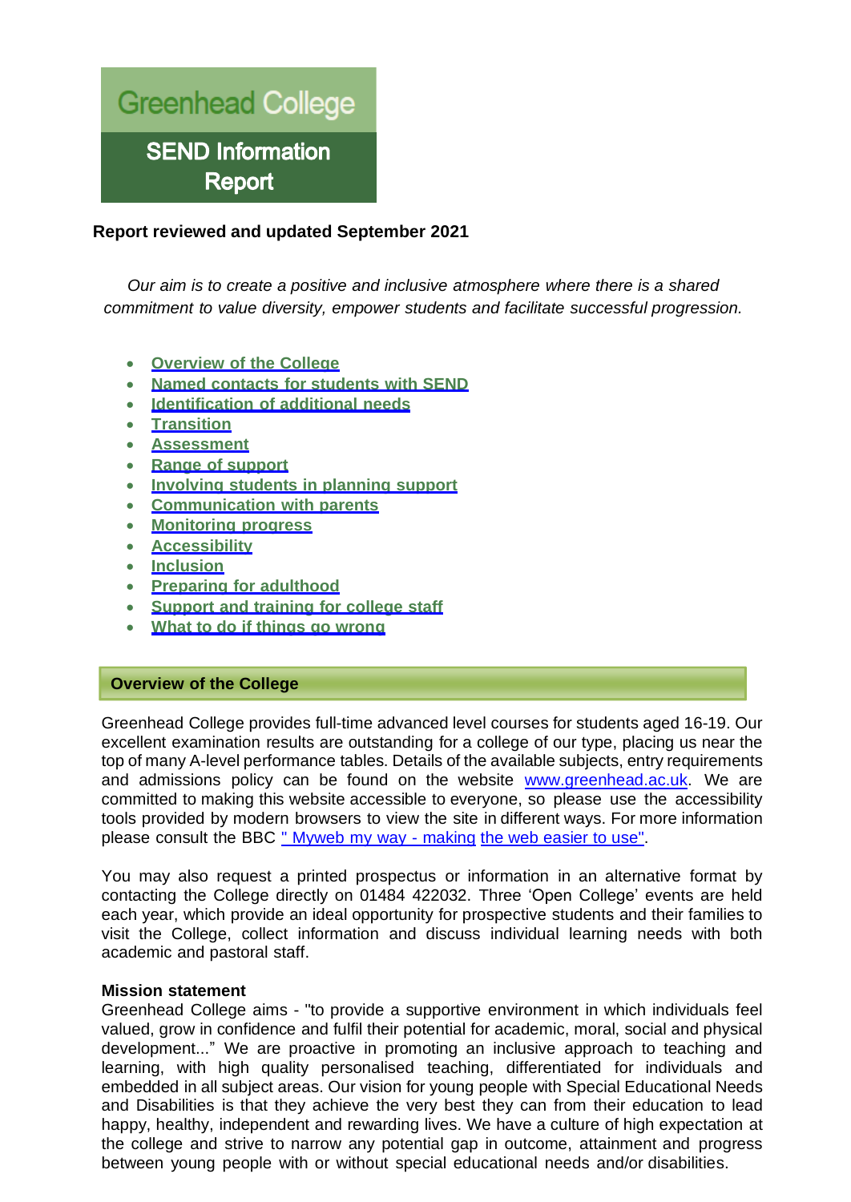# Greenhead College

## SEND Information Report

**Report reviewed and updated September 2021**

*Our aim is to create a positive and inclusive atmosphere where there is a shared commitment to value diversity, empower students and facilitate successful progression.*

- Overview of the College
- Named contacts for students with SEND
- Identification of additional needs
- Transition
- Assessment
- Range of support
- Involving students in planning support
- Communication with parents
- Monitoring progress
- Accessibility
- Inclusion
- Preparing for adulthood
- Support and training for college staff
- What to do if things go wrong

## Overview of the College

Greenhead College provides full-time advanced level courses for students aged 16-19. Our excellent examination results are outstanding for a college of our type, placing us near the top of many A-level performance tables. Details of the available subjects, entry requirements and admissions policy can be found on the website www.greenhead.ac.uk. We are committed to making this website accessible to everyone, so please use the accessibility tools provided by modern browsers to view the site in different ways. For more information please consult the BBC " Myweb my way - making the web easier to use".

You may also request a printed prospectus or information in an alternative format by contacting the College directly on 01484 422032. Three 'Open College' events are held each year, which provide an ideal opportunity for prospective students and their families to visit the College, collect information and discuss individual learning needs with both academic and pastoral staff.

**Mission statement**

Greenhead College aims - "to provide a supportive environment in which individuals feel valued, grow in confidence and fulfil their potential for academic, moral, social and physical development..." We are proactive in promoting an inclusive approach to teaching and learning, with high quality personalised teaching, differentiated for individuals and embedded in all subject areas. Our vision for young people with Special Educational Needs and Disabilities is that they achieve the very best they can from their education to lead happy, healthy, independent and rewarding lives. We have a culture of high expectation at the college and strive to narrow any potential gap in outcome, attainment and progress between young people with or without special educational needs and/or disabilities.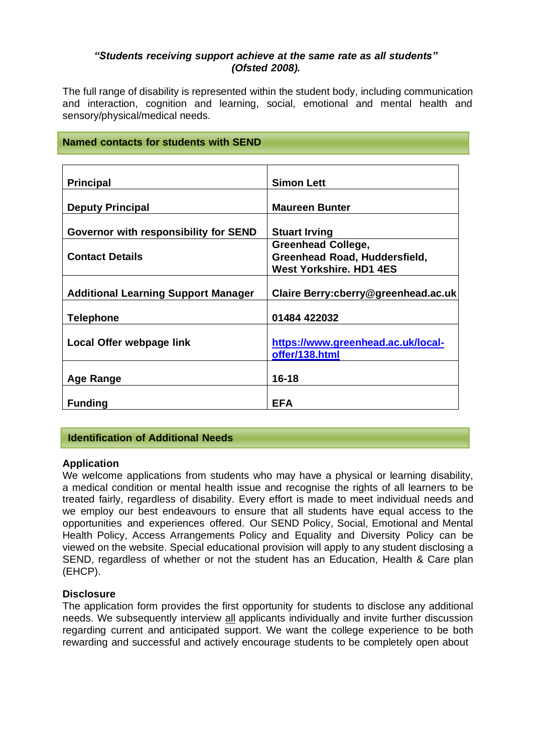***"Students receiving support achieve at the same rate as all students" (Ofsted 2008).***

The full range of disability is represented within the student body, including communication and interaction, cognition and learning, social, emotional and mental health and sensory/physical/medical needs.

## Named contacts for students with SEND

| | |
|---|---|
| **Principal** | **Simon Lett** |
| **Deputy Principal** | **Maureen Bunter** |
| **Governor with responsibility for SEND** | **Stuart Irving** |
| **Contact Details** | **Greenhead College, Greenhead Road, Huddersfield, West Yorkshire. HD1 4ES** |
| **Additional Learning Support Manager** | **Claire Berry:cberry@greenhead.ac.uk** |
| **Telephone** | **01484 422032** |
| **Local Offer webpage link** | **https://www.greenhead.ac.uk/local-offer/138.html** |
| **Age Range** | **16-18** |
| **Funding** | **EFA** |

## Identification of Additional Needs

### Application

We welcome applications from students who may have a physical or learning disability, a medical condition or mental health issue and recognise the rights of all learners to be treated fairly, regardless of disability. Every effort is made to meet individual needs and we employ our best endeavours to ensure that all students have equal access to the opportunities and experiences offered. Our SEND Policy, Social, Emotional and Mental Health Policy, Access Arrangements Policy and Equality and Diversity Policy can be viewed on the website. Special educational provision will apply to any student disclosing a SEND, regardless of whether or not the student has an Education, Health & Care plan (EHCP).

### Disclosure

The application form provides the first opportunity for students to disclose any additional needs. We subsequently interview all applicants individually and invite further discussion regarding current and anticipated support. We want the college experience to be both rewarding and successful and actively encourage students to be completely open about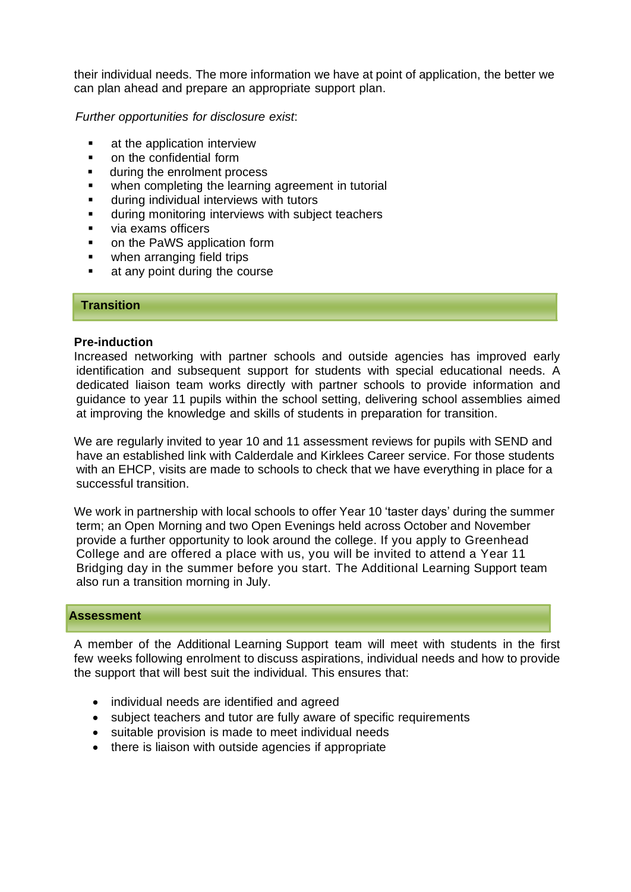their individual needs. The more information we have at point of application, the better we can plan ahead and prepare an appropriate support plan.

*Further opportunities for disclosure exist*:

- at the application interview
- on the confidential form
- during the enrolment process
- when completing the learning agreement in tutorial
- during individual interviews with tutors
- during monitoring interviews with subject teachers
- via exams officers
- on the PaWS application form
- when arranging field trips
- at any point during the course

## Transition

### Pre-induction

Increased networking with partner schools and outside agencies has improved early identification and subsequent support for students with special educational needs. A dedicated liaison team works directly with partner schools to provide information and guidance to year 11 pupils within the school setting, delivering school assemblies aimed at improving the knowledge and skills of students in preparation for transition.

We are regularly invited to year 10 and 11 assessment reviews for pupils with SEND and have an established link with Calderdale and Kirklees Career service. For those students with an EHCP, visits are made to schools to check that we have everything in place for a successful transition.

We work in partnership with local schools to offer Year 10 'taster days' during the summer term; an Open Morning and two Open Evenings held across October and November provide a further opportunity to look around the college. If you apply to Greenhead College and are offered a place with us, you will be invited to attend a Year 11 Bridging day in the summer before you start. The Additional Learning Support team also run a transition morning in July.

## Assessment

A member of the Additional Learning Support team will meet with students in the first few weeks following enrolment to discuss aspirations, individual needs and how to provide the support that will best suit the individual. This ensures that:

- individual needs are identified and agreed
- subject teachers and tutor are fully aware of specific requirements
- suitable provision is made to meet individual needs
- there is liaison with outside agencies if appropriate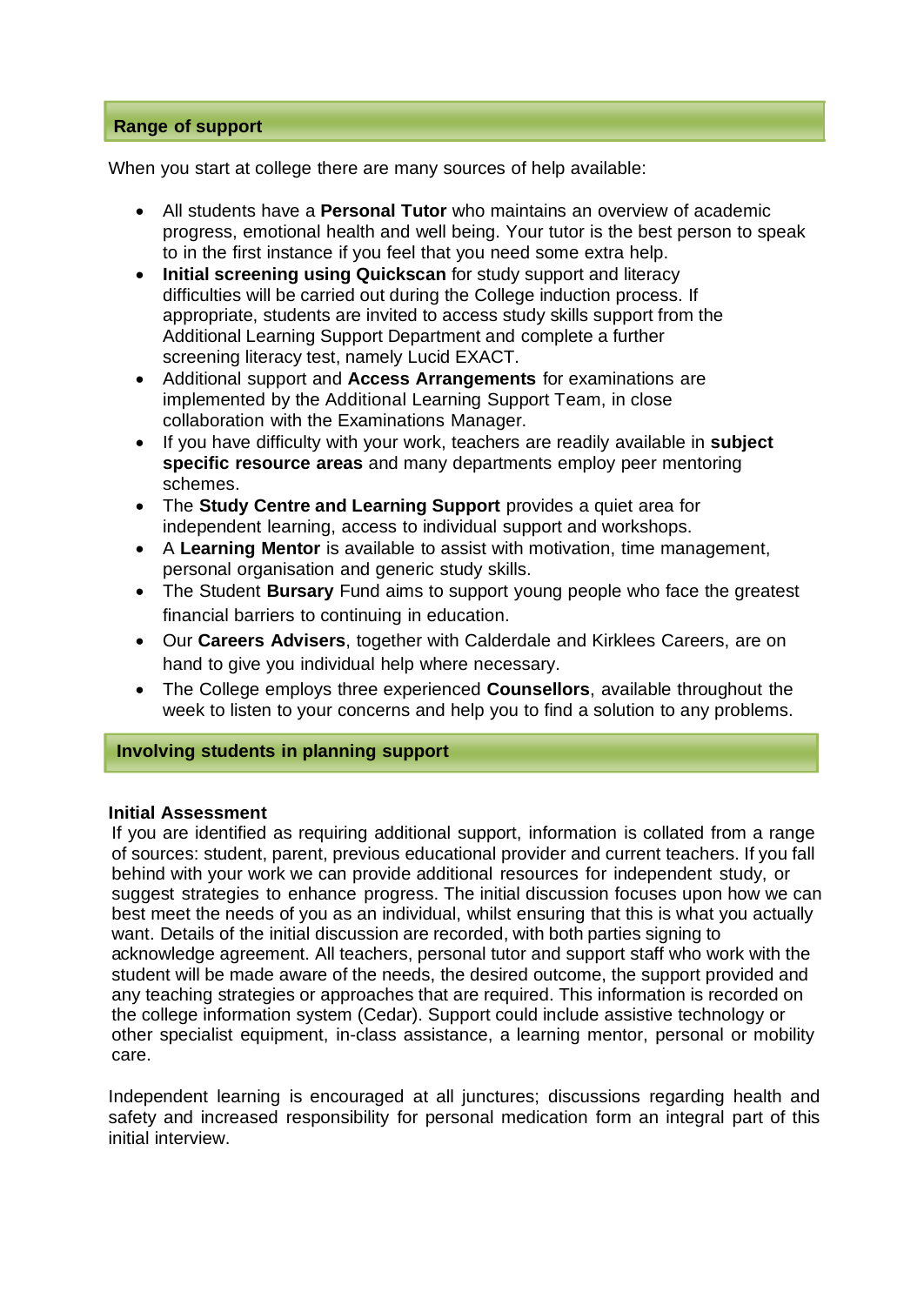## Range of support

When you start at college there are many sources of help available:

- All students have a **Personal Tutor** who maintains an overview of academic progress, emotional health and well being. Your tutor is the best person to speak to in the first instance if you feel that you need some extra help.
- **Initial screening using Quickscan** for study support and literacy difficulties will be carried out during the College induction process. If appropriate, students are invited to access study skills support from the Additional Learning Support Department and complete a further screening literacy test, namely Lucid EXACT.
- Additional support and **Access Arrangements** for examinations are implemented by the Additional Learning Support Team, in close collaboration with the Examinations Manager.
- If you have difficulty with your work, teachers are readily available in **subject specific resource areas** and many departments employ peer mentoring schemes.
- The **Study Centre and Learning Support** provides a quiet area for independent learning, access to individual support and workshops.
- A **Learning Mentor** is available to assist with motivation, time management, personal organisation and generic study skills.
- The Student **Bursary** Fund aims to support young people who face the greatest financial barriers to continuing in education.
- Our **Careers Advisers**, together with Calderdale and Kirklees Careers, are on hand to give you individual help where necessary.
- The College employs three experienced **Counsellors**, available throughout the week to listen to your concerns and help you to find a solution to any problems.

## Involving students in planning support

**Initial Assessment**

If you are identified as requiring additional support, information is collated from a range of sources: student, parent, previous educational provider and current teachers. If you fall behind with your work we can provide additional resources for independent study, or suggest strategies to enhance progress. The initial discussion focuses upon how we can best meet the needs of you as an individual, whilst ensuring that this is what you actually want. Details of the initial discussion are recorded, with both parties signing to acknowledge agreement. All teachers, personal tutor and support staff who work with the student will be made aware of the needs, the desired outcome, the support provided and any teaching strategies or approaches that are required. This information is recorded on the college information system (Cedar). Support could include assistive technology or other specialist equipment, in-class assistance, a learning mentor, personal or mobility care.

Independent learning is encouraged at all junctures; discussions regarding health and safety and increased responsibility for personal medication form an integral part of this initial interview.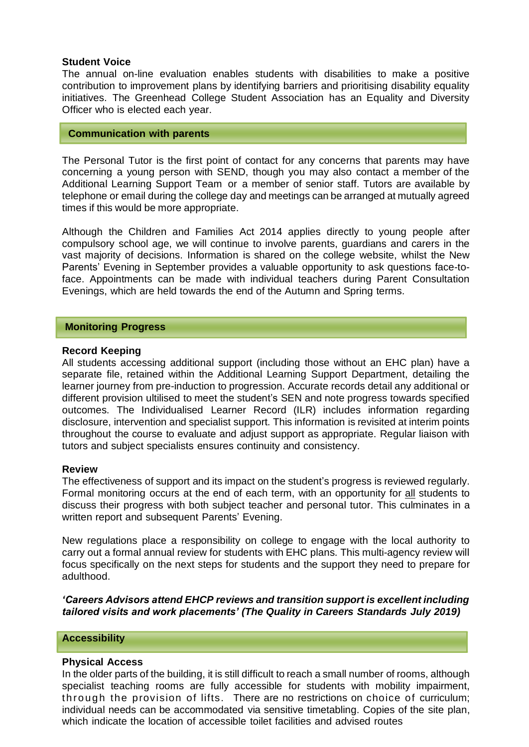**Student Voice**

The annual on-line evaluation enables students with disabilities to make a positive contribution to improvement plans by identifying barriers and prioritising disability equality initiatives. The Greenhead College Student Association has an Equality and Diversity Officer who is elected each year.

## Communication with parents

The Personal Tutor is the first point of contact for any concerns that parents may have concerning a young person with SEND, though you may also contact a member of the Additional Learning Support Team or a member of senior staff. Tutors are available by telephone or email during the college day and meetings can be arranged at mutually agreed times if this would be more appropriate.

Although the Children and Families Act 2014 applies directly to young people after compulsory school age, we will continue to involve parents, guardians and carers in the vast majority of decisions. Information is shared on the college website, whilst the New Parents' Evening in September provides a valuable opportunity to ask questions face-to-face. Appointments can be made with individual teachers during Parent Consultation Evenings, which are held towards the end of the Autumn and Spring terms.

## Monitoring Progress

**Record Keeping**

All students accessing additional support (including those without an EHC plan) have a separate file, retained within the Additional Learning Support Department, detailing the learner journey from pre-induction to progression. Accurate records detail any additional or different provision ultilised to meet the student's SEN and note progress towards specified outcomes. The Individualised Learner Record (ILR) includes information regarding disclosure, intervention and specialist support. This information is revisited at interim points throughout the course to evaluate and adjust support as appropriate. Regular liaison with tutors and subject specialists ensures continuity and consistency.

**Review**

The effectiveness of support and its impact on the student's progress is reviewed regularly. Formal monitoring occurs at the end of each term, with an opportunity for <u>all</u> students to discuss their progress with both subject teacher and personal tutor. This culminates in a written report and subsequent Parents' Evening.

New regulations place a responsibility on college to engage with the local authority to carry out a formal annual review for students with EHC plans. This multi-agency review will focus specifically on the next steps for students and the support they need to prepare for adulthood.

***'Careers Advisors attend EHCP reviews and transition support is excellent including tailored visits and work placements' (The Quality in Careers Standards July 2019)***

## Accessibility

**Physical Access**

In the older parts of the building, it is still difficult to reach a small number of rooms, although specialist teaching rooms are fully accessible for students with mobility impairment, through the provision of lifts. There are no restrictions on choice of curriculum; individual needs can be accommodated via sensitive timetabling. Copies of the site plan, which indicate the location of accessible toilet facilities and advised routes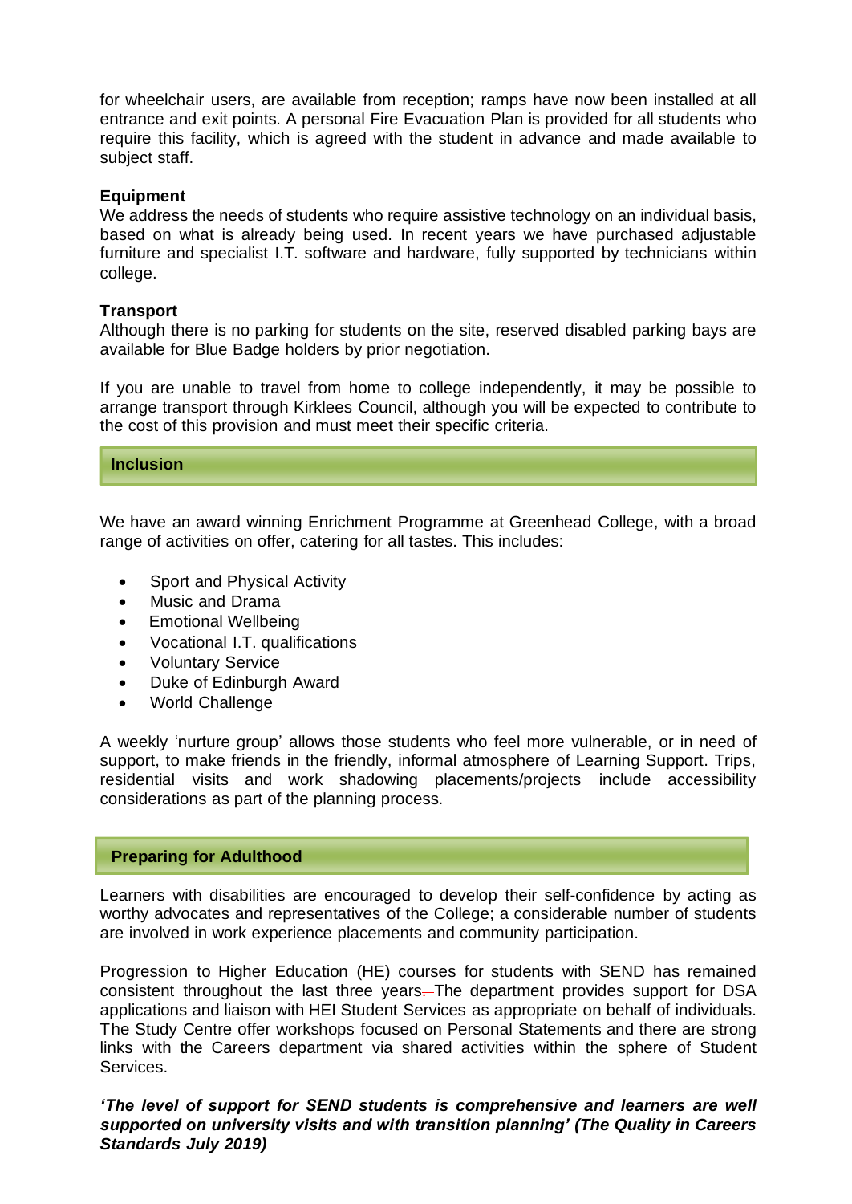for wheelchair users, are available from reception; ramps have now been installed at all entrance and exit points. A personal Fire Evacuation Plan is provided for all students who require this facility, which is agreed with the student in advance and made available to subject staff.

**Equipment**

We address the needs of students who require assistive technology on an individual basis, based on what is already being used. In recent years we have purchased adjustable furniture and specialist I.T. software and hardware, fully supported by technicians within college.

**Transport**

Although there is no parking for students on the site, reserved disabled parking bays are available for Blue Badge holders by prior negotiation.

If you are unable to travel from home to college independently, it may be possible to arrange transport through Kirklees Council, although you will be expected to contribute to the cost of this provision and must meet their specific criteria.

## Inclusion

We have an award winning Enrichment Programme at Greenhead College, with a broad range of activities on offer, catering for all tastes. This includes:

- Sport and Physical Activity
- Music and Drama
- Emotional Wellbeing
- Vocational I.T. qualifications
- Voluntary Service
- Duke of Edinburgh Award
- World Challenge

A weekly 'nurture group' allows those students who feel more vulnerable, or in need of support, to make friends in the friendly, informal atmosphere of Learning Support. Trips, residential visits and work shadowing placements/projects include accessibility considerations as part of the planning process.

## Preparing for Adulthood

Learners with disabilities are encouraged to develop their self-confidence by acting as worthy advocates and representatives of the College; a considerable number of students are involved in work experience placements and community participation.

Progression to Higher Education (HE) courses for students with SEND has remained consistent throughout the last three years. The department provides support for DSA applications and liaison with HEI Student Services as appropriate on behalf of individuals. The Study Centre offer workshops focused on Personal Statements and there are strong links with the Careers department via shared activities within the sphere of Student Services.

***'The level of support for SEND students is comprehensive and learners are well supported on university visits and with transition planning' (The Quality in Careers Standards July 2019)***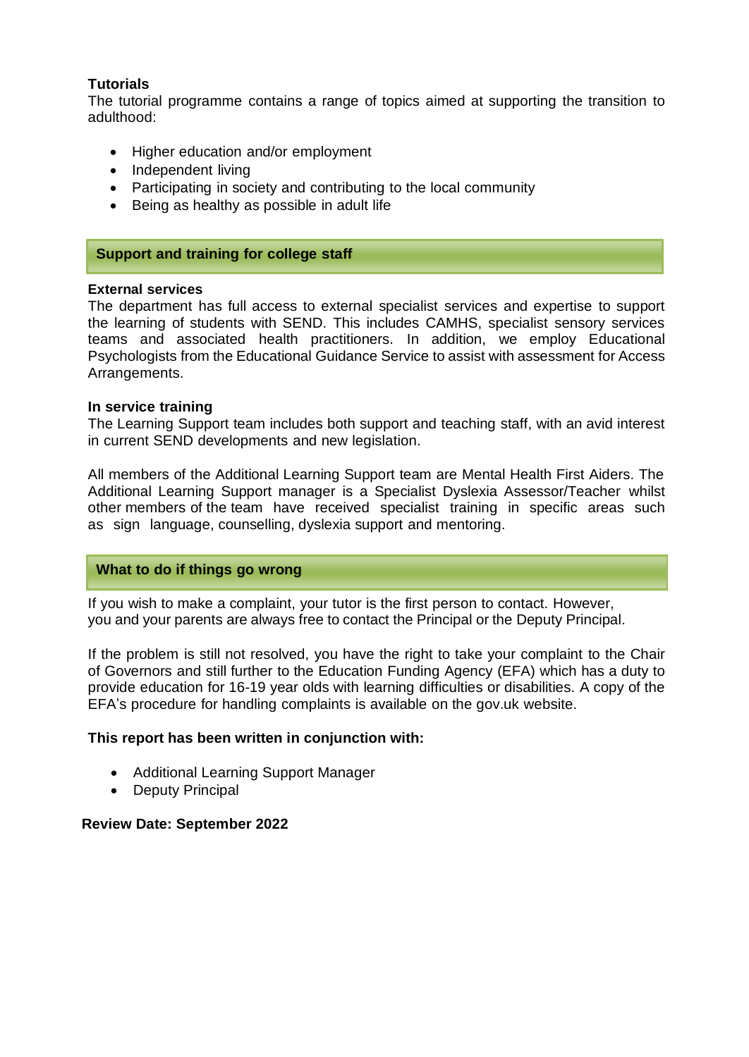**Tutorials**
The tutorial programme contains a range of topics aimed at supporting the transition to adulthood:

- Higher education and/or employment
- Independent living
- Participating in society and contributing to the local community
- Being as healthy as possible in adult life

## Support and training for college staff

**External services**
The department has full access to external specialist services and expertise to support the learning of students with SEND. This includes CAMHS, specialist sensory services teams and associated health practitioners. In addition, we employ Educational Psychologists from the Educational Guidance Service to assist with assessment for Access Arrangements.

**In service training**
The Learning Support team includes both support and teaching staff, with an avid interest in current SEND developments and new legislation.

All members of the Additional Learning Support team are Mental Health First Aiders. The Additional Learning Support manager is a Specialist Dyslexia Assessor/Teacher whilst other members of the team have received specialist training in specific areas such as sign language, counselling, dyslexia support and mentoring.

## What to do if things go wrong

If you wish to make a complaint, your tutor is the first person to contact. However, you and your parents are always free to contact the Principal or the Deputy Principal.

If the problem is still not resolved, you have the right to take your complaint to the Chair of Governors and still further to the Education Funding Agency (EFA) which has a duty to provide education for 16-19 year olds with learning difficulties or disabilities. A copy of the EFA's procedure for handling complaints is available on the gov.uk website.

**This report has been written in conjunction with:**

- Additional Learning Support Manager
- Deputy Principal

**Review Date: September 2022**